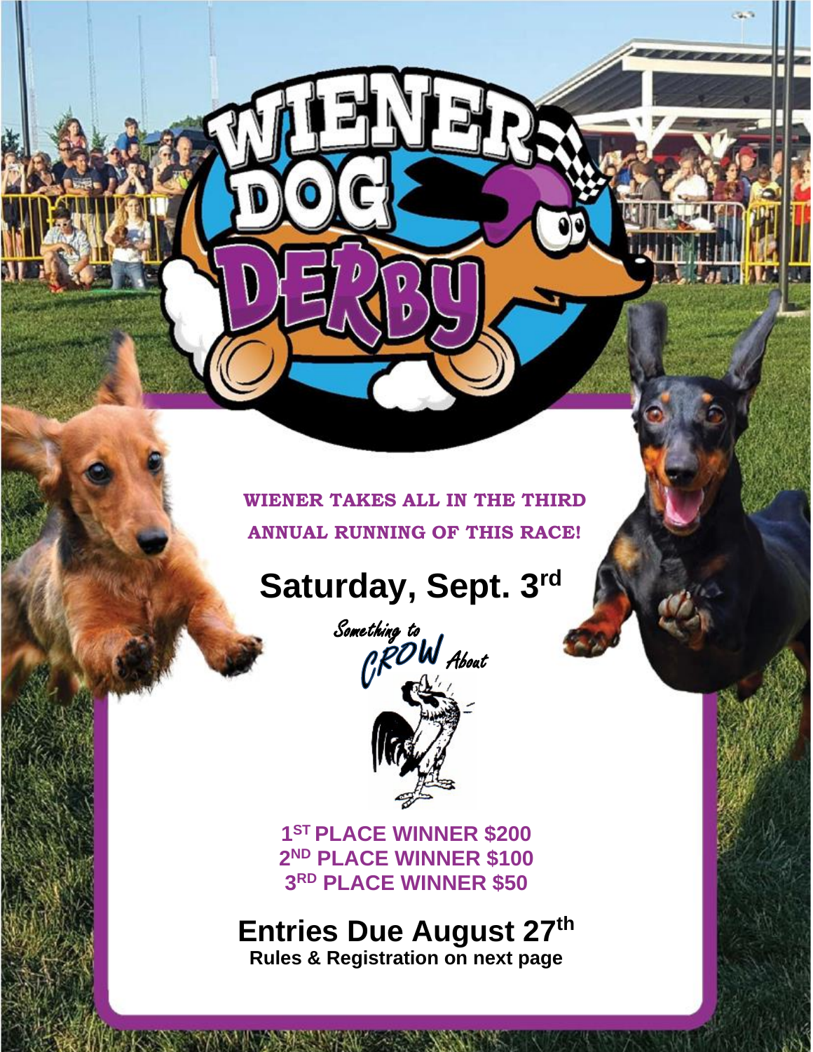# WIENER DOG DERBY

**WIENER TAKES ALL IN THE THIRD ANNUAL RUNNING OF THIS RACE!**

## Saturday, Sept. 3rd

*Something to CROW About*

**1ST PLACE WINNER $200**
**2ND PLACE WINNER $100**
**3RD PLACE WINNER $50**

## Entries Due August 27th

**Rules & Registration on next page**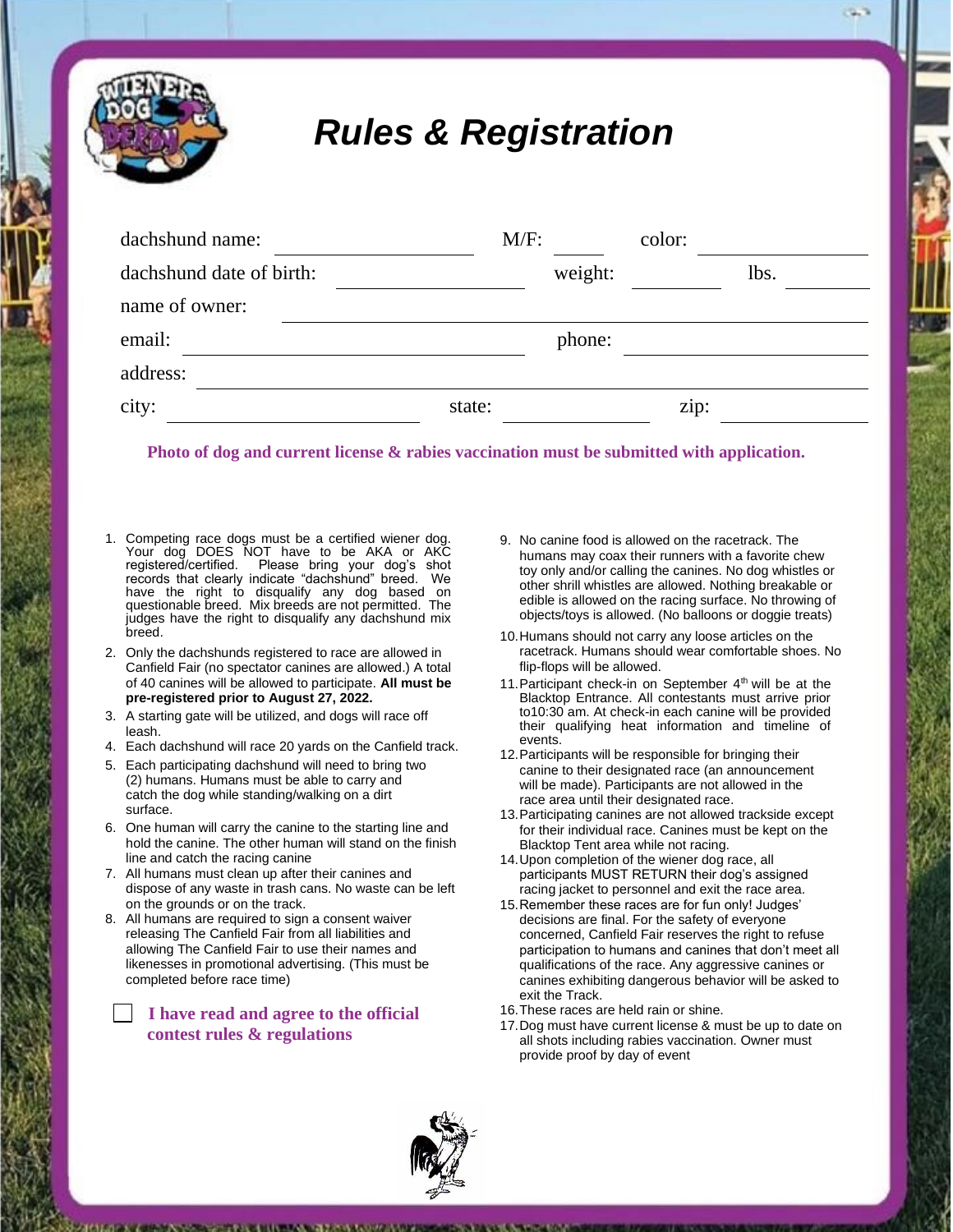# *Rules & Registration*

dachshund name: ______________ M/F: _____ color: ______________

dachshund date of birth: ______________ weight: _________ lbs. _________

name of owner: ________________________________________________

email: ______________________________ phone: ______________________

address: ______________________________________________________

city: ______________________ state: ______________ zip: ______________

**Photo of dog and current license & rabies vaccination must be submitted with application.**

1. Competing race dogs must be a certified wiener dog. Your dog DOES NOT have to be AKA or AKC registered/certified. Please bring your dog's shot records that clearly indicate "dachshund" breed. We have the right to disqualify any dog based on questionable breed. Mix breeds are not permitted. The judges have the right to disqualify any dachshund mix breed.
2. Only the dachshunds registered to race are allowed in Canfield Fair (no spectator canines are allowed.) A total of 40 canines will be allowed to participate. **All must be pre-registered prior to August 27, 2022.**
3. A starting gate will be utilized, and dogs will race off leash.
4. Each dachshund will race 20 yards on the Canfield track.
5. Each participating dachshund will need to bring two (2) humans. Humans must be able to carry and catch the dog while standing/walking on a dirt surface.
6. One human will carry the canine to the starting line and hold the canine. The other human will stand on the finish line and catch the racing canine
7. All humans must clean up after their canines and dispose of any waste in trash cans. No waste can be left on the grounds or on the track.
8. All humans are required to sign a consent waiver releasing The Canfield Fair from all liabilities and allowing The Canfield Fair to use their names and likenesses in promotional advertising. (This must be completed before race time)

☐ **I have read and agree to the official contest rules & regulations**

9. No canine food is allowed on the racetrack. The humans may coax their runners with a favorite chew toy only and/or calling the canines. No dog whistles or other shrill whistles are allowed. Nothing breakable or edible is allowed on the racing surface. No throwing of objects/toys is allowed. (No balloons or doggie treats)
10. Humans should not carry any loose articles on the racetrack. Humans should wear comfortable shoes. No flip-flops will be allowed.
11. Participant check-in on September 4th will be at the Blacktop Entrance. All contestants must arrive prior to10:30 am. At check-in each canine will be provided their qualifying heat information and timeline of events.
12. Participants will be responsible for bringing their canine to their designated race (an announcement will be made). Participants are not allowed in the race area until their designated race.
13. Participating canines are not allowed trackside except for their individual race. Canines must be kept on the Blacktop Tent area while not racing.
14. Upon completion of the wiener dog race, all participants MUST RETURN their dog's assigned racing jacket to personnel and exit the race area.
15. Remember these races are for fun only! Judges' decisions are final. For the safety of everyone concerned, Canfield Fair reserves the right to refuse participation to humans and canines that don't meet all qualifications of the race. Any aggressive canines or canines exhibiting dangerous behavior will be asked to exit the Track.
16. These races are held rain or shine.
17. Dog must have current license & must be up to date on all shots including rabies vaccination. Owner must provide proof by day of event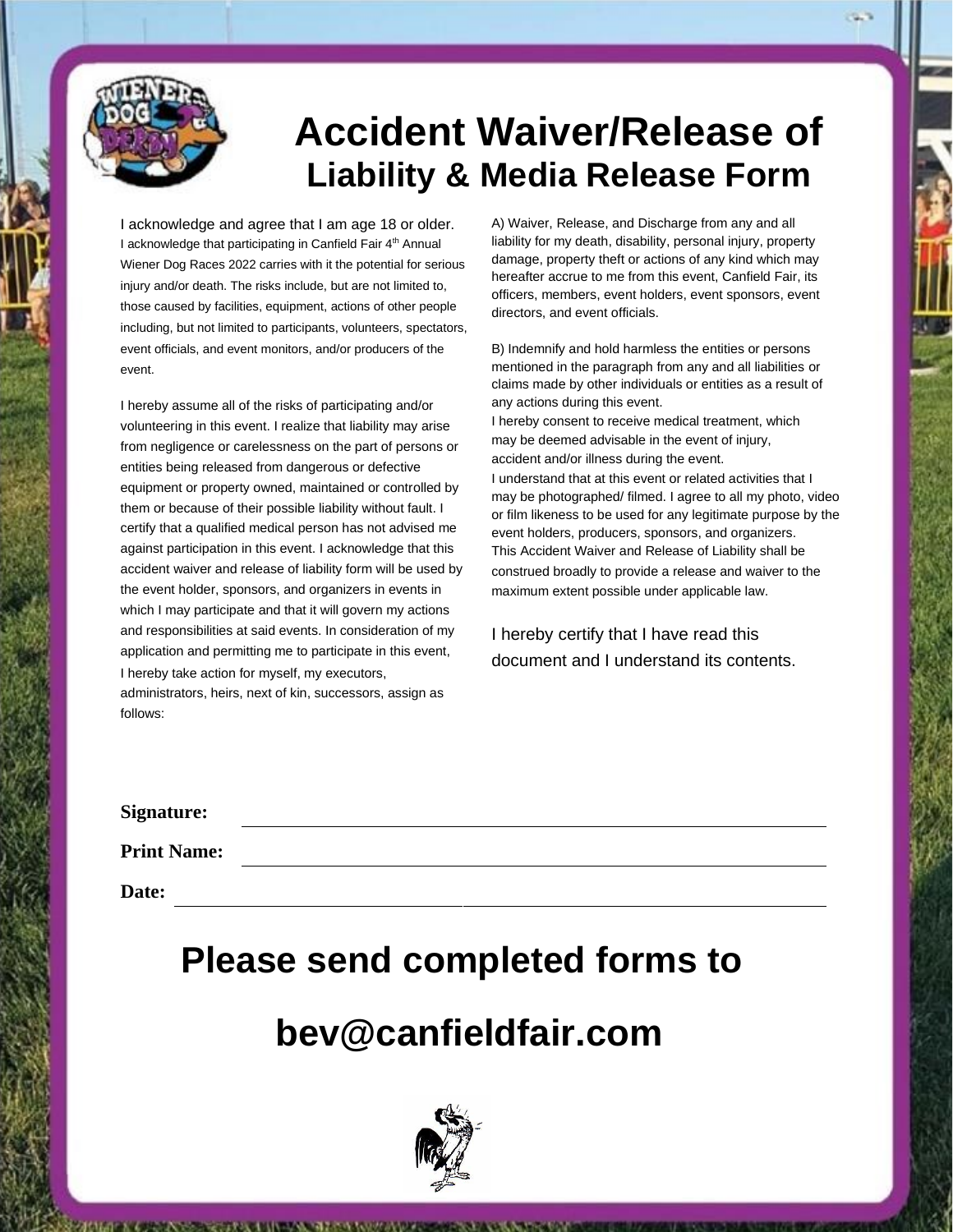# Accident Waiver/Release of Liability & Media Release Form

I acknowledge and agree that I am age 18 or older.

I acknowledge that participating in Canfield Fair 4th Annual Wiener Dog Races 2022 carries with it the potential for serious injury and/or death. The risks include, but are not limited to, those caused by facilities, equipment, actions of other people including, but not limited to participants, volunteers, spectators, event officials, and event monitors, and/or producers of the event.

I hereby assume all of the risks of participating and/or volunteering in this event. I realize that liability may arise from negligence or carelessness on the part of persons or entities being released from dangerous or defective equipment or property owned, maintained or controlled by them or because of their possible liability without fault. I certify that a qualified medical person has not advised me against participation in this event. I acknowledge that this accident waiver and release of liability form will be used by the event holder, sponsors, and organizers in events in which I may participate and that it will govern my actions and responsibilities at said events. In consideration of my application and permitting me to participate in this event, I hereby take action for myself, my executors, administrators, heirs, next of kin, successors, assign as follows:

A) Waiver, Release, and Discharge from any and all liability for my death, disability, personal injury, property damage, property theft or actions of any kind which may hereafter accrue to me from this event, Canfield Fair, its officers, members, event holders, event sponsors, event directors, and event officials.

B) Indemnify and hold harmless the entities or persons mentioned in the paragraph from any and all liabilities or claims made by other individuals or entities as a result of any actions during this event.

I hereby consent to receive medical treatment, which may be deemed advisable in the event of injury, accident and/or illness during the event.

I understand that at this event or related activities that I may be photographed/ filmed. I agree to all my photo, video or film likeness to be used for any legitimate purpose by the event holders, producers, sponsors, and organizers.

This Accident Waiver and Release of Liability shall be construed broadly to provide a release and waiver to the maximum extent possible under applicable law.

I hereby certify that I have read this document and I understand its contents.

**Signature:** ______________________________

**Print Name:** ______________________________

**Date:** ______________________________

# Please send completed forms to

# bev@canfieldfair.com